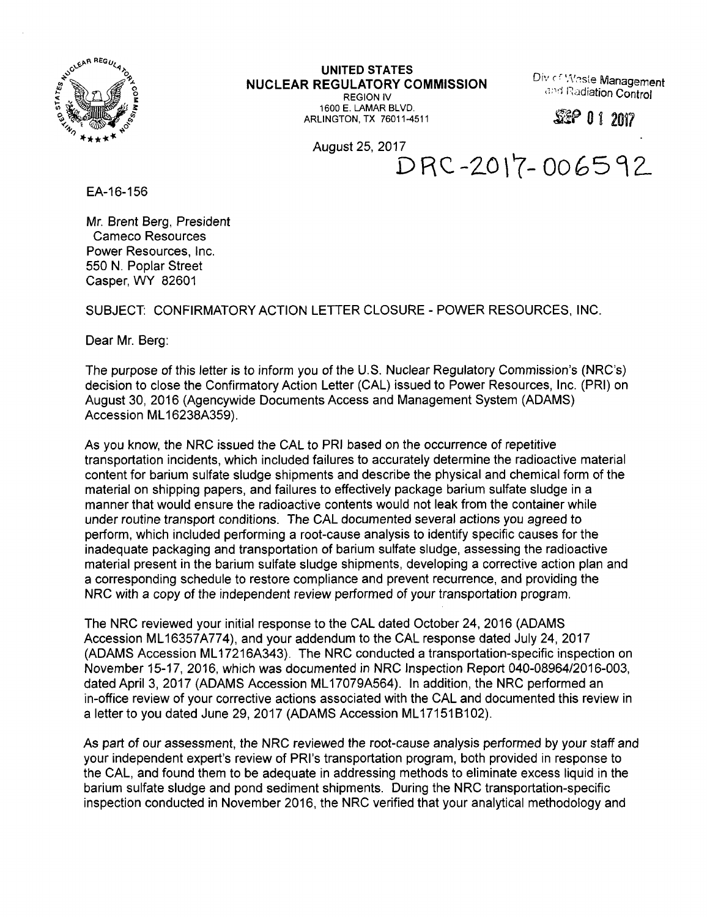**UNITED STATES**
**NUCLEAR REGULATORY COMMISSION**
REGION IV
1600 E. LAMAR BLVD.
ARLINGTON, TX 76011-4511

Div of Waste Management and Radiation Control

SEP 01 2017

August 25, 2017

DRC-2017-006592

EA-16-156

Mr. Brent Berg, President
Cameco Resources
Power Resources, Inc.
550 N. Poplar Street
Casper, WY 82601

SUBJECT: CONFIRMATORY ACTION LETTER CLOSURE - POWER RESOURCES, INC.

Dear Mr. Berg:

The purpose of this letter is to inform you of the U.S. Nuclear Regulatory Commission's (NRC's) decision to close the Confirmatory Action Letter (CAL) issued to Power Resources, Inc. (PRI) on August 30, 2016 (Agencywide Documents Access and Management System (ADAMS) Accession ML16238A359).

As you know, the NRC issued the CAL to PRI based on the occurrence of repetitive transportation incidents, which included failures to accurately determine the radioactive material content for barium sulfate sludge shipments and describe the physical and chemical form of the material on shipping papers, and failures to effectively package barium sulfate sludge in a manner that would ensure the radioactive contents would not leak from the container while under routine transport conditions. The CAL documented several actions you agreed to perform, which included performing a root-cause analysis to identify specific causes for the inadequate packaging and transportation of barium sulfate sludge, assessing the radioactive material present in the barium sulfate sludge shipments, developing a corrective action plan and a corresponding schedule to restore compliance and prevent recurrence, and providing the NRC with a copy of the independent review performed of your transportation program.

The NRC reviewed your initial response to the CAL dated October 24, 2016 (ADAMS Accession ML16357A774), and your addendum to the CAL response dated July 24, 2017 (ADAMS Accession ML17216A343). The NRC conducted a transportation-specific inspection on November 15-17, 2016, which was documented in NRC Inspection Report 040-08964/2016-003, dated April 3, 2017 (ADAMS Accession ML17079A564). In addition, the NRC performed an in-office review of your corrective actions associated with the CAL and documented this review in a letter to you dated June 29, 2017 (ADAMS Accession ML17151B102).

As part of our assessment, the NRC reviewed the root-cause analysis performed by your staff and your independent expert's review of PRI's transportation program, both provided in response to the CAL, and found them to be adequate in addressing methods to eliminate excess liquid in the barium sulfate sludge and pond sediment shipments. During the NRC transportation-specific inspection conducted in November 2016, the NRC verified that your analytical methodology and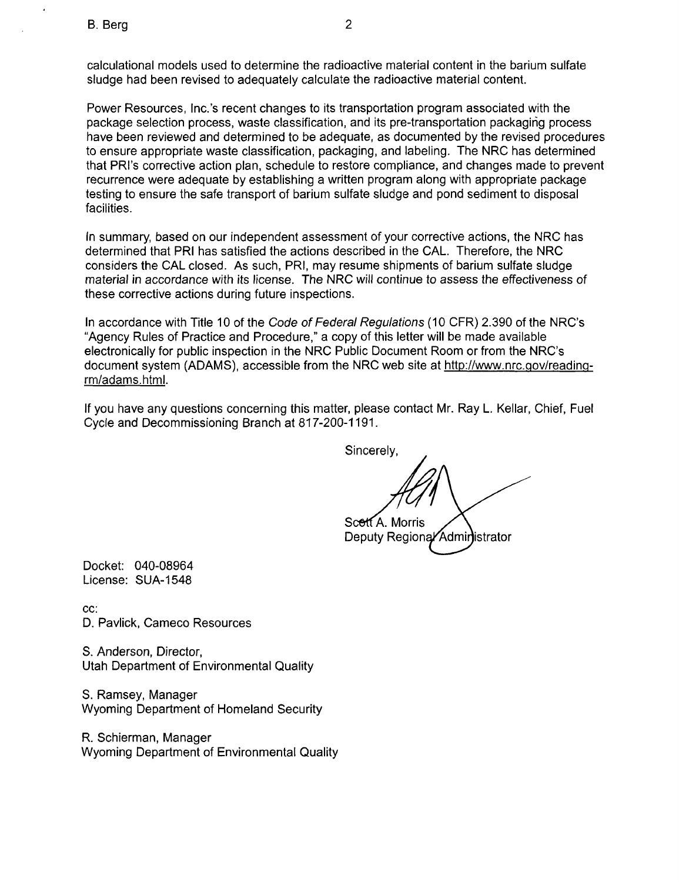calculational models used to determine the radioactive material content in the barium sulfate sludge had been revised to adequately calculate the radioactive material content.

Power Resources, Inc.'s recent changes to its transportation program associated with the package selection process, waste classification, and its pre-transportation packaging process have been reviewed and determined to be adequate, as documented by the revised procedures to ensure appropriate waste classification, packaging, and labeling. The NRC has determined that PRI's corrective action plan, schedule to restore compliance, and changes made to prevent recurrence were adequate by establishing a written program along with appropriate package testing to ensure the safe transport of barium sulfate sludge and pond sediment to disposal facilities.

In summary, based on our independent assessment of your corrective actions, the NRC has determined that PRI has satisfied the actions described in the CAL. Therefore, the NRC considers the CAL closed. As such, PRI, may resume shipments of barium sulfate sludge material in accordance with its license. The NRC will continue to assess the effectiveness of these corrective actions during future inspections.

In accordance with Title 10 of the *Code of Federal Regulations* (10 CFR) 2.390 of the NRC's "Agency Rules of Practice and Procedure," a copy of this letter will be made available electronically for public inspection in the NRC Public Document Room or from the NRC's document system (ADAMS), accessible from the NRC web site at http://www.nrc.gov/reading-rm/adams.html.

If you have any questions concerning this matter, please contact Mr. Ray L. Kellar, Chief, Fuel Cycle and Decommissioning Branch at 817-200-1191.

Sincerely,

Scott A. Morris
Deputy Regional Administrator

Docket: 040-08964
License: SUA-1548

cc:
D. Pavlick, Cameco Resources

S. Anderson, Director,
Utah Department of Environmental Quality

S. Ramsey, Manager
Wyoming Department of Homeland Security

R. Schierman, Manager
Wyoming Department of Environmental Quality